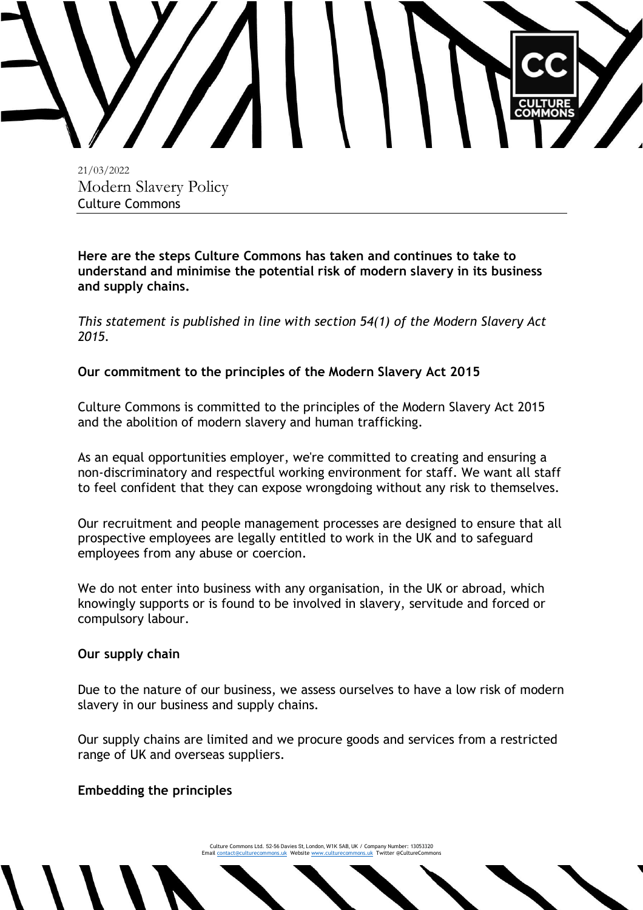21/03/2022

# Modern Slavery Policy

Culture Commons

**Here are the steps Culture Commons has taken and continues to take to understand and minimise the potential risk of modern slavery in its business and supply chains.**

*This statement is published in line with section 54(1) of the Modern Slavery Act 2015.*

## Our commitment to the principles of the Modern Slavery Act 2015

Culture Commons is committed to the principles of the Modern Slavery Act 2015 and the abolition of modern slavery and human trafficking.

As an equal opportunities employer, we're committed to creating and ensuring a non-discriminatory and respectful working environment for staff. We want all staff to feel confident that they can expose wrongdoing without any risk to themselves.

Our recruitment and people management processes are designed to ensure that all prospective employees are legally entitled to work in the UK and to safeguard employees from any abuse or coercion.

We do not enter into business with any organisation, in the UK or abroad, which knowingly supports or is found to be involved in slavery, servitude and forced or compulsory labour.

## Our supply chain

Due to the nature of our business, we assess ourselves to have a low risk of modern slavery in our business and supply chains.

Our supply chains are limited and we procure goods and services from a restricted range of UK and overseas suppliers.

## Embedding the principles

Culture Commons Ltd. 52-56 Davies St, London, W1K 5AB, UK / Company Number: 13053320
Email contact@culturecommons.uk Website www.culturecommons.uk Twitter @CultureCommons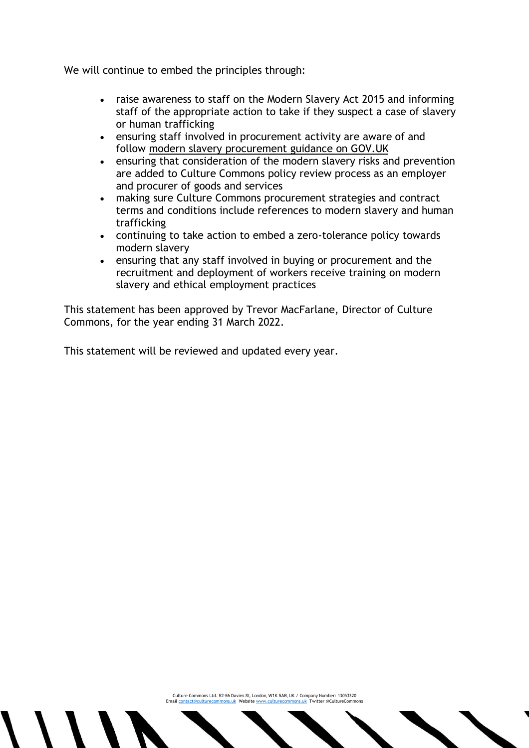We will continue to embed the principles through:

- raise awareness to staff on the Modern Slavery Act 2015 and informing staff of the appropriate action to take if they suspect a case of slavery or human trafficking
- ensuring staff involved in procurement activity are aware of and follow modern slavery procurement guidance on GOV.UK
- ensuring that consideration of the modern slavery risks and prevention are added to Culture Commons policy review process as an employer and procurer of goods and services
- making sure Culture Commons procurement strategies and contract terms and conditions include references to modern slavery and human trafficking
- continuing to take action to embed a zero-tolerance policy towards modern slavery
- ensuring that any staff involved in buying or procurement and the recruitment and deployment of workers receive training on modern slavery and ethical employment practices

This statement has been approved by Trevor MacFarlane, Director of Culture Commons, for the year ending 31 March 2022.

This statement will be reviewed and updated every year.